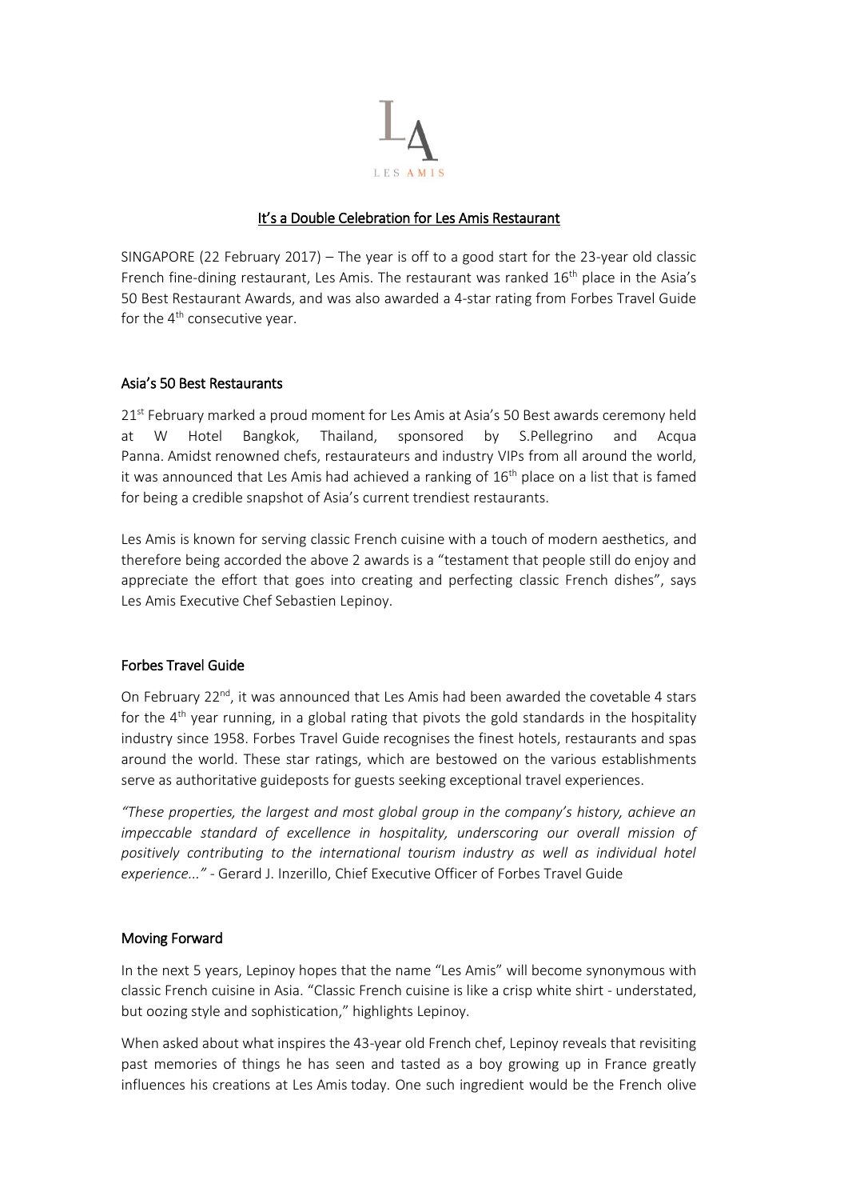LES AMIS

# It's a Double Celebration for Les Amis Restaurant

SINGAPORE (22 February 2017) – The year is off to a good start for the 23-year old classic French fine-dining restaurant, Les Amis. The restaurant was ranked 16th place in the Asia's 50 Best Restaurant Awards, and was also awarded a 4-star rating from Forbes Travel Guide for the 4th consecutive year.

## Asia's 50 Best Restaurants

21st February marked a proud moment for Les Amis at Asia's 50 Best awards ceremony held at W Hotel Bangkok, Thailand, sponsored by S.Pellegrino and Acqua Panna. Amidst renowned chefs, restaurateurs and industry VIPs from all around the world, it was announced that Les Amis had achieved a ranking of 16th place on a list that is famed for being a credible snapshot of Asia's current trendiest restaurants.

Les Amis is known for serving classic French cuisine with a touch of modern aesthetics, and therefore being accorded the above 2 awards is a "testament that people still do enjoy and appreciate the effort that goes into creating and perfecting classic French dishes", says Les Amis Executive Chef Sebastien Lepinoy.

## Forbes Travel Guide

On February 22nd, it was announced that Les Amis had been awarded the covetable 4 stars for the 4th year running, in a global rating that pivots the gold standards in the hospitality industry since 1958. Forbes Travel Guide recognises the finest hotels, restaurants and spas around the world. These star ratings, which are bestowed on the various establishments serve as authoritative guideposts for guests seeking exceptional travel experiences.

*"These properties, the largest and most global group in the company's history, achieve an impeccable standard of excellence in hospitality, underscoring our overall mission of positively contributing to the international tourism industry as well as individual hotel experience..."* - Gerard J. Inzerillo, Chief Executive Officer of Forbes Travel Guide

## Moving Forward

In the next 5 years, Lepinoy hopes that the name "Les Amis" will become synonymous with classic French cuisine in Asia. "Classic French cuisine is like a crisp white shirt - understated, but oozing style and sophistication," highlights Lepinoy.

When asked about what inspires the 43-year old French chef, Lepinoy reveals that revisiting past memories of things he has seen and tasted as a boy growing up in France greatly influences his creations at Les Amis today. One such ingredient would be the French olive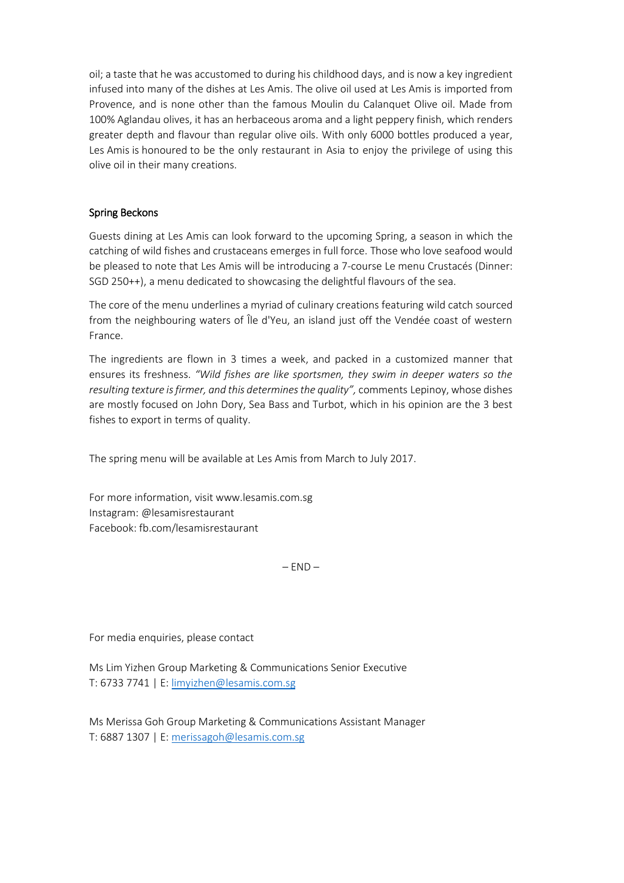oil; a taste that he was accustomed to during his childhood days, and is now a key ingredient infused into many of the dishes at Les Amis. The olive oil used at Les Amis is imported from Provence, and is none other than the famous Moulin du Calanquet Olive oil. Made from 100% Aglandau olives, it has an herbaceous aroma and a light peppery finish, which renders greater depth and flavour than regular olive oils. With only 6000 bottles produced a year, Les Amis is honoured to be the only restaurant in Asia to enjoy the privilege of using this olive oil in their many creations.

## Spring Beckons

Guests dining at Les Amis can look forward to the upcoming Spring, a season in which the catching of wild fishes and crustaceans emerges in full force. Those who love seafood would be pleased to note that Les Amis will be introducing a 7-course Le menu Crustacés (Dinner: SGD 250++), a menu dedicated to showcasing the delightful flavours of the sea.

The core of the menu underlines a myriad of culinary creations featuring wild catch sourced from the neighbouring waters of Île d'Yeu, an island just off the Vendée coast of western France.

The ingredients are flown in 3 times a week, and packed in a customized manner that ensures its freshness. *"Wild fishes are like sportsmen, they swim in deeper waters so the resulting texture is firmer, and this determines the quality",* comments Lepinoy, whose dishes are mostly focused on John Dory, Sea Bass and Turbot, which in his opinion are the 3 best fishes to export in terms of quality.

The spring menu will be available at Les Amis from March to July 2017.

For more information, visit www.lesamis.com.sg
Instagram: @lesamisrestaurant
Facebook: fb.com/lesamisrestaurant

– END –

For media enquiries, please contact

Ms Lim Yizhen Group Marketing & Communications Senior Executive
T: 6733 7741 | E: limyizhen@lesamis.com.sg

Ms Merissa Goh Group Marketing & Communications Assistant Manager
T: 6887 1307 | E: merissagoh@lesamis.com.sg